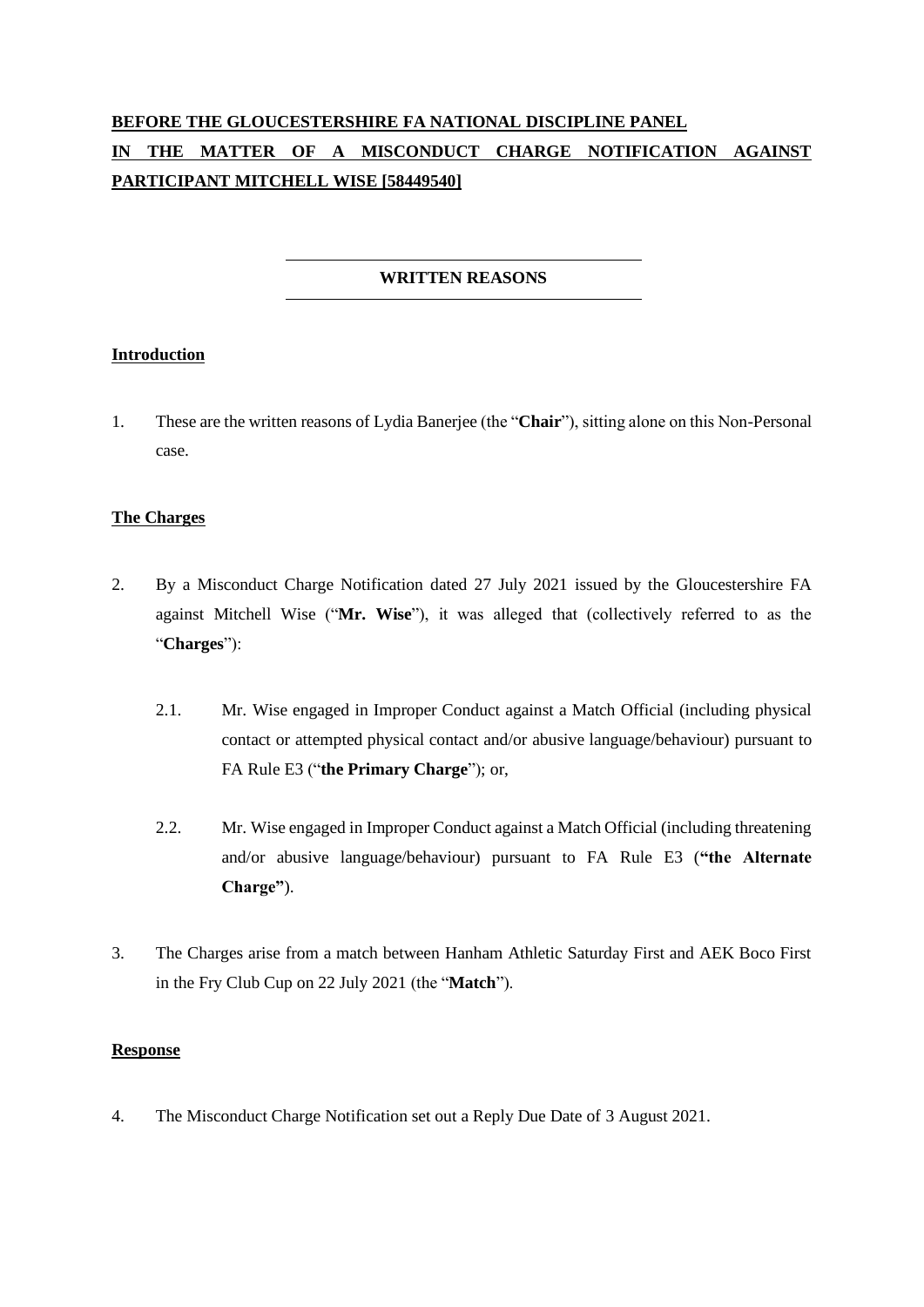**BEFORE THE GLOUCESTERSHIRE FA NATIONAL DISCIPLINE PANEL**

**IN THE MATTER OF A MISCONDUCT CHARGE NOTIFICATION AGAINST PARTICIPANT MITCHELL WISE [58449540]**

---

**WRITTEN REASONS**

---

## Introduction

1. These are the written reasons of Lydia Banerjee (the "**Chair**"), sitting alone on this Non-Personal case.

## The Charges

2. By a Misconduct Charge Notification dated 27 July 2021 issued by the Gloucestershire FA against Mitchell Wise ("**Mr. Wise**"), it was alleged that (collectively referred to as the "**Charges**"):

   2.1. Mr. Wise engaged in Improper Conduct against a Match Official (including physical contact or attempted physical contact and/or abusive language/behaviour) pursuant to FA Rule E3 ("**the Primary Charge**"); or,

   2.2. Mr. Wise engaged in Improper Conduct against a Match Official (including threatening and/or abusive language/behaviour) pursuant to FA Rule E3 (**"the Alternate Charge"**).

3. The Charges arise from a match between Hanham Athletic Saturday First and AEK Boco First in the Fry Club Cup on 22 July 2021 (the "**Match**").

## Response

4. The Misconduct Charge Notification set out a Reply Due Date of 3 August 2021.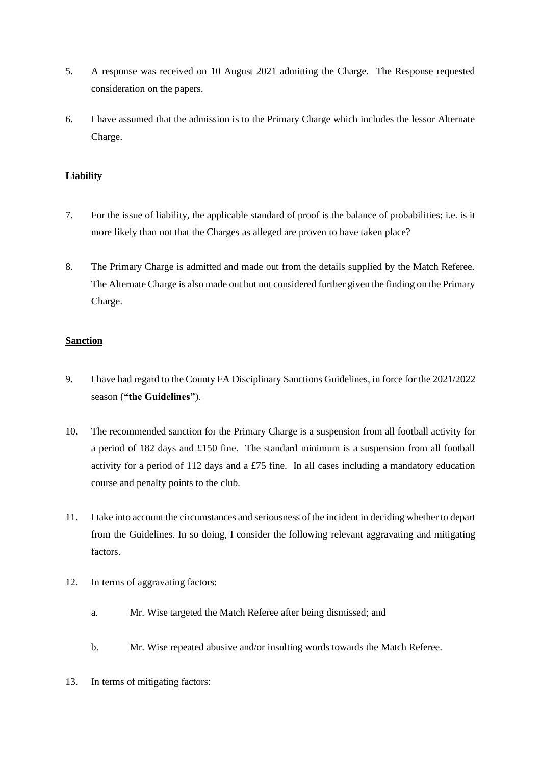5. A response was received on 10 August 2021 admitting the Charge. The Response requested consideration on the papers.

6. I have assumed that the admission is to the Primary Charge which includes the lessor Alternate Charge.

**Liability**

7. For the issue of liability, the applicable standard of proof is the balance of probabilities; i.e. is it more likely than not that the Charges as alleged are proven to have taken place?

8. The Primary Charge is admitted and made out from the details supplied by the Match Referee. The Alternate Charge is also made out but not considered further given the finding on the Primary Charge.

**Sanction**

9. I have had regard to the County FA Disciplinary Sanctions Guidelines, in force for the 2021/2022 season (**"the Guidelines"**).

10. The recommended sanction for the Primary Charge is a suspension from all football activity for a period of 182 days and £150 fine. The standard minimum is a suspension from all football activity for a period of 112 days and a £75 fine. In all cases including a mandatory education course and penalty points to the club.

11. I take into account the circumstances and seriousness of the incident in deciding whether to depart from the Guidelines. In so doing, I consider the following relevant aggravating and mitigating factors.

12. In terms of aggravating factors:

    a. Mr. Wise targeted the Match Referee after being dismissed; and

    b. Mr. Wise repeated abusive and/or insulting words towards the Match Referee.

13. In terms of mitigating factors: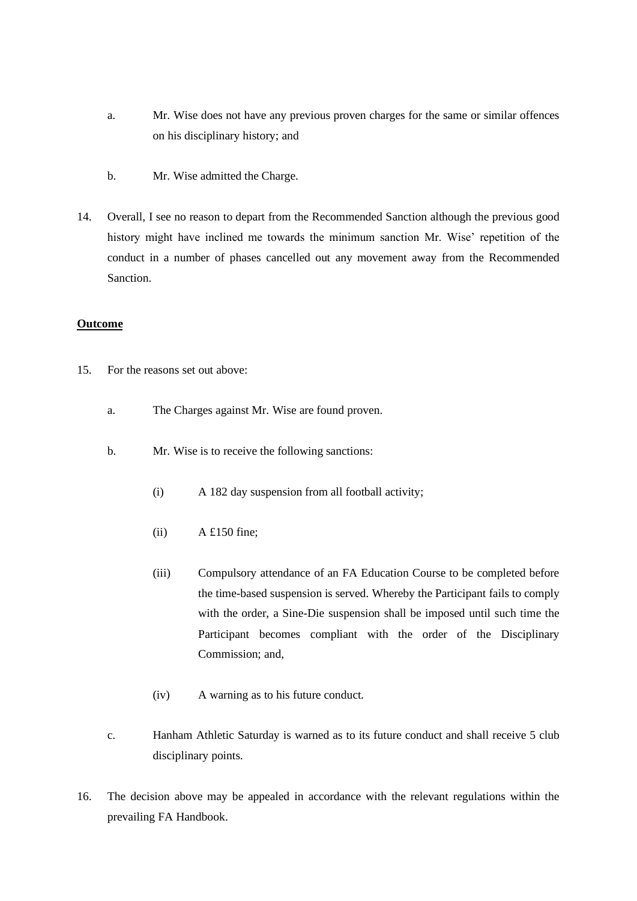a. Mr. Wise does not have any previous proven charges for the same or similar offences on his disciplinary history; and

b. Mr. Wise admitted the Charge.

14. Overall, I see no reason to depart from the Recommended Sanction although the previous good history might have inclined me towards the minimum sanction Mr. Wise' repetition of the conduct in a number of phases cancelled out any movement away from the Recommended Sanction.

**Outcome**

15. For the reasons set out above:

    a. The Charges against Mr. Wise are found proven.

    b. Mr. Wise is to receive the following sanctions:

        (i) A 182 day suspension from all football activity;

        (ii) A £150 fine;

        (iii) Compulsory attendance of an FA Education Course to be completed before the time-based suspension is served. Whereby the Participant fails to comply with the order, a Sine-Die suspension shall be imposed until such time the Participant becomes compliant with the order of the Disciplinary Commission; and,

        (iv) A warning as to his future conduct.

    c. Hanham Athletic Saturday is warned as to its future conduct and shall receive 5 club disciplinary points.

16. The decision above may be appealed in accordance with the relevant regulations within the prevailing FA Handbook.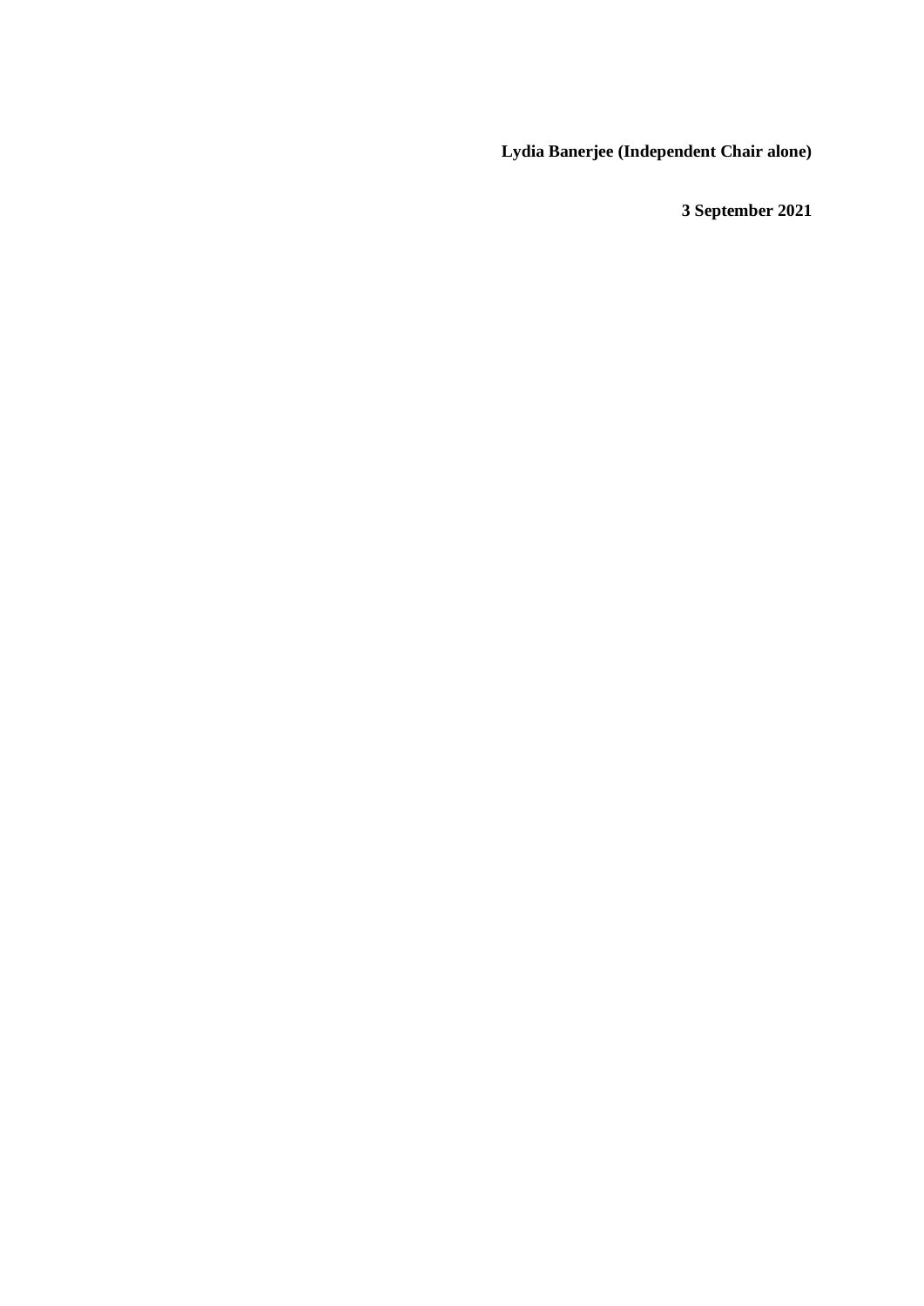**Lydia Banerjee (Independent Chair alone)**

**3 September 2021**